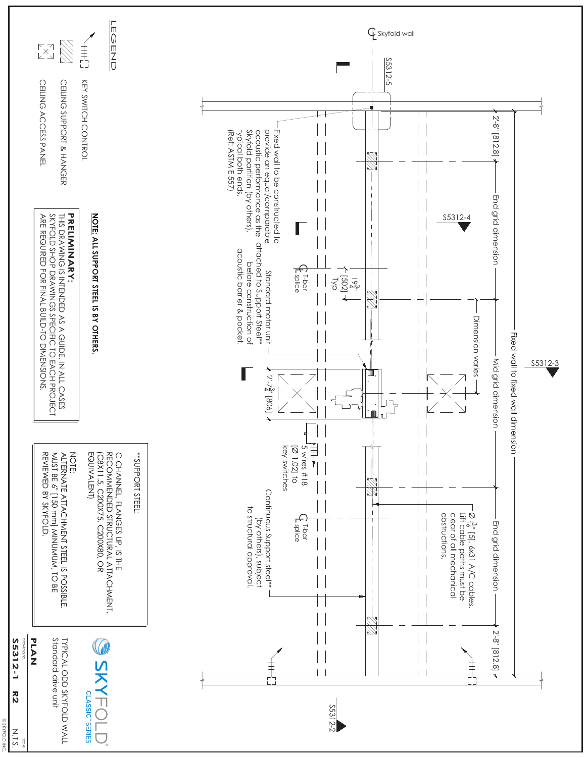## LEGEND

- KEY SWITCH CONTROL
- CEILING SUPPORT & HANGER
- CEILING ACCESS PANEL

**NOTE: ALL SUPPORT STEEL IS BY OTHERS.**

**PRELIMINARY:**
THIS DRAWING IS INTENDED AS A GUIDE. IN ALL CASES SKYFOLD SHOP DRAWINGS SPECIFIC TO EACH PROJECT ARE REQUIRED FOR FINAL BUILD-TO DIMENSIONS.

**SUPPORT STEEL:
C-CHANNEL, FLANGES UP, IS THE RECOMMENDED STRUCTURAL ATTACHMENT. (C8X11.5, C200X75, C200X80, OR EQUIVALENT)

NOTE:
ALTERNATE ATTACHMENT STEEL IS POSSIBLE. MUST BE 6" [150 mm] MINUMUM, TO BE REVIEWED BY SKYFOLD.

Skyfold wall

S5312-5

S5312-4

S5312-3

S5312-2

Fixed wall to fixed wall dimension

2'-8" [812.8]

End grid dimension

Mid grid dimension

End grid dimension

2'-8" [812.8]

Dimension varies

Fixed wall to be constructed to provide an equal/comparable acoustic performance as the Skyfold partition (by others), typical both ends. (Ref: ASTM E 557)

T-bar splice

$19\frac{3}{4}$" [502] Typ

Standard motor unit attached to Support Steel** before construction of acoustic barrier & pocket.

2'-$7\frac{3}{4}$" [806]

5 wires #18 [Ø 1.02] to key switches

Ø $\frac{3}{16}$" [5], 6x31 A/C cables. Lift cable paths must be clear of all mechanical obstructions.

T-bar splice

Continuous Support steel** (by others), subject to structural approval.

SKYFOLD CLASSIC™ SERIES

**PLAN**

TYPICAL ODD SKYFOLD WALL
Standard drive unit

drawing no. **S5312-1** **R2**

scale N.T.S.

© SKYFOLD INC.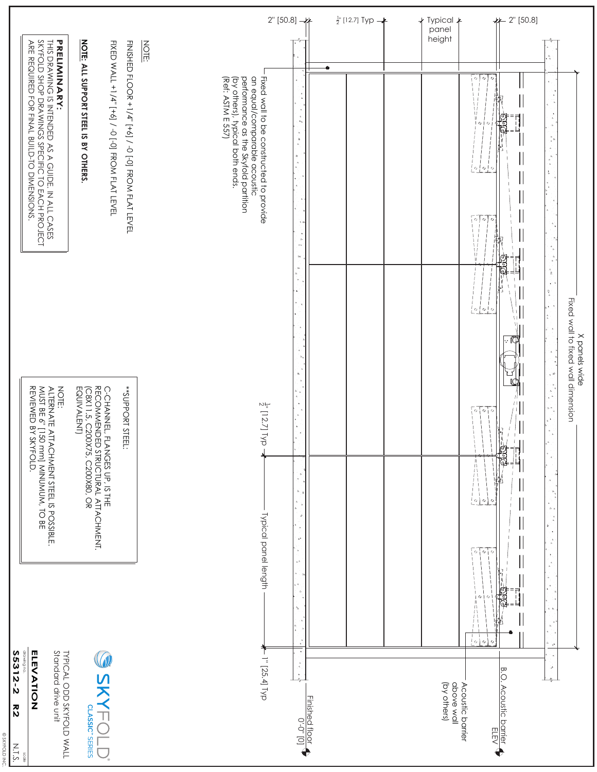Fixed wall to be constructed to provide an equal/comparable acoustic performance as the Skyfold partition (by others), typical both ends. (Ref: ASTM E 557)

2" [50.8]

½" [12.7] Typ

Typical panel height

2" [50.8]

X panels wide
Fixed wall to fixed wall dimension

½" [12.7] Typ

Typical panel length

1" [25.4] Typ

Finished floor
0'-0" [0]

B.O. Acoustic barrier
ELEV

Acoustic barrier above wall (by others)

NOTE:

FINISHED FLOOR +1/4" [+6] / -0 [-0] FROM FLAT LEVEL

FIXED WALL +1/4" [+6] / -0 [-0] FROM FLAT LEVEL

**NOTE: ALL SUPPORT STEEL IS BY OTHERS.**

**PRELIMINARY:**
THIS DRAWING IS INTENDED AS A GUIDE. IN ALL CASES SKYFOLD SHOP DRAWINGS SPECIFIC TO EACH PROJECT ARE REQUIRED FOR FINAL BUILD-TO DIMENSIONS.

**SUPPORT STEEL:
C-CHANNEL, FLANGES UP, IS THE RECOMMENDED STRUCTURAL ATTACHMENT. (C8X11.5, C200X75, C200X80, OR EQUIVALENT)

NOTE:
ALTERNATE ATTACHMENT STEEL IS POSSIBLE. MUST BE 6" [150 mm] MINUMUM, TO BE REVIEWED BY SKYFOLD.

SKYFOLD® CLASSIC™ SERIES

TYPICAL ODD SKYFOLD WALL
Standard drive unit

**ELEVATION**

drawing no. **S5312-2 R2**

scale N.T.S.

© SKYFOLD INC.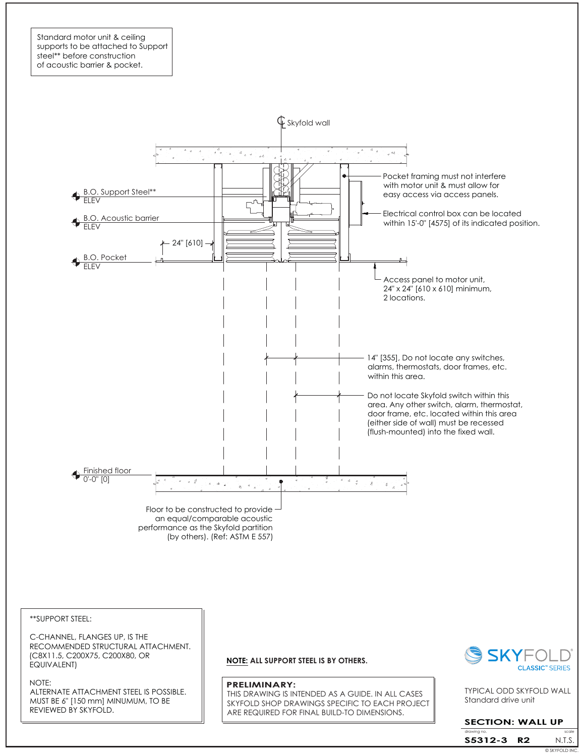Standard motor unit & ceiling supports to be attached to Support steel** before construction of acoustic barrier & pocket.

℄ Skyfold wall

B.O. Support Steel**
ELEV

B.O. Acoustic barrier
ELEV

24" [610]

B.O. Pocket
ELEV

Pocket framing must not interfere with motor unit & must allow for easy access via access panels.

Electrical control box can be located within 15'-0" [4575] of its indicated position.

Access panel to motor unit, 24" x 24" [610 x 610] minimum, 2 locations.

14" [355], Do not locate any switches, alarms, thermostats, door frames, etc. within this area.

Do not locate Skyfold switch within this area. Any other switch, alarm, thermostat, door frame, etc. located within this area (either side of wall) must be recessed (flush-mounted) into the fixed wall.

Finished floor
0'-0" [0]

Floor to be constructed to provide an equal/comparable acoustic performance as the Skyfold partition (by others). (Ref: ASTM E 557)

**SUPPORT STEEL:

C-CHANNEL, FLANGES UP, IS THE RECOMMENDED STRUCTURAL ATTACHMENT. (C8X11.5, C200X75, C200X80, OR EQUIVALENT)

NOTE:
ALTERNATE ATTACHMENT STEEL IS POSSIBLE. MUST BE 6" [150 mm] MINUMUM, TO BE REVIEWED BY SKYFOLD.

**NOTE: ALL SUPPORT STEEL IS BY OTHERS.**

**PRELIMINARY:**
THIS DRAWING IS INTENDED AS A GUIDE. IN ALL CASES SKYFOLD SHOP DRAWINGS SPECIFIC TO EACH PROJECT ARE REQUIRED FOR FINAL BUILD-TO DIMENSIONS.

SKYFOLD®
CLASSIC™ SERIES

TYPICAL ODD SKYFOLD WALL
Standard drive unit

**SECTION: WALL UP**

| drawing no. | | scale |
|---|---|---|
| **S5312-3** | **R2** | N.T.S. |

© SKYFOLD INC.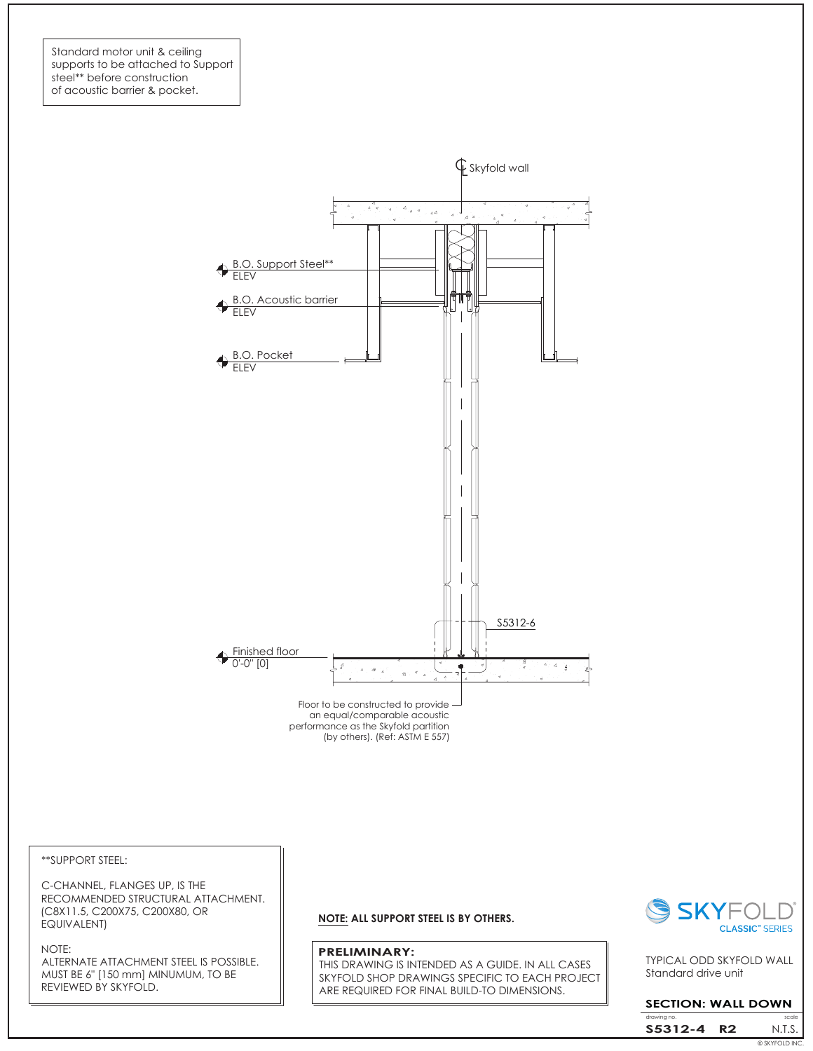Standard motor unit & ceiling supports to be attached to Support steel** before construction of acoustic barrier & pocket.

Skyfold wall

B.O. Support Steel**
ELEV

B.O. Acoustic barrier
ELEV

B.O. Pocket
ELEV

S5312-6

Finished floor
0'-0" [0]

Floor to be constructed to provide an equal/comparable acoustic performance as the Skyfold partition (by others). (Ref: ASTM E 557)

**SUPPORT STEEL:

C-CHANNEL, FLANGES UP, IS THE RECOMMENDED STRUCTURAL ATTACHMENT. (C8X11.5, C200X75, C200X80, OR EQUIVALENT)

NOTE:
ALTERNATE ATTACHMENT STEEL IS POSSIBLE. MUST BE 6" [150 mm] MINUMUM, TO BE REVIEWED BY SKYFOLD.

**NOTE: ALL SUPPORT STEEL IS BY OTHERS.**

**PRELIMINARY:**
THIS DRAWING IS INTENDED AS A GUIDE. IN ALL CASES SKYFOLD SHOP DRAWINGS SPECIFIC TO EACH PROJECT ARE REQUIRED FOR FINAL BUILD-TO DIMENSIONS.

SKYFOLD® CLASSIC™ SERIES

TYPICAL ODD SKYFOLD WALL
Standard drive unit

**SECTION: WALL DOWN**

| drawing no. | | scale |
| --- | --- | --- |
| **S5312-4** | **R2** | N.T.S. |

© SKYFOLD INC.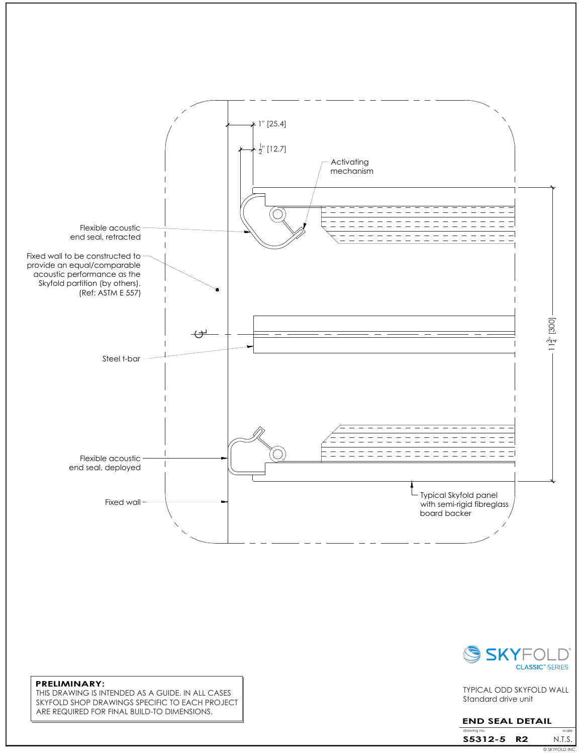1" [25.4]

$\frac{1}{2}$" [12.7]

Activating mechanism

Flexible acoustic end seal, retracted

Fixed wall to be constructed to provide an equal/comparable acoustic performance as the Skyfold partition (by others). (Ref: ASTM E 557)

℄

Steel t-bar

$11\frac{3}{4}$" [300]

Flexible acoustic end seal, deployed

Fixed wall

Typical Skyfold panel with semi-rigid fibreglass board backer

**PRELIMINARY:**
THIS DRAWING IS INTENDED AS A GUIDE. IN ALL CASES SKYFOLD SHOP DRAWINGS SPECIFIC TO EACH PROJECT ARE REQUIRED FOR FINAL BUILD-TO DIMENSIONS.

SKYFOLD®
CLASSIC™ SERIES

TYPICAL ODD SKYFOLD WALL
Standard drive unit

**END SEAL DETAIL**

| drawing no. | | scale |
|---|---|---|
| **S5312-5** | **R2** | N.T.S. |

© SKYFOLD INC.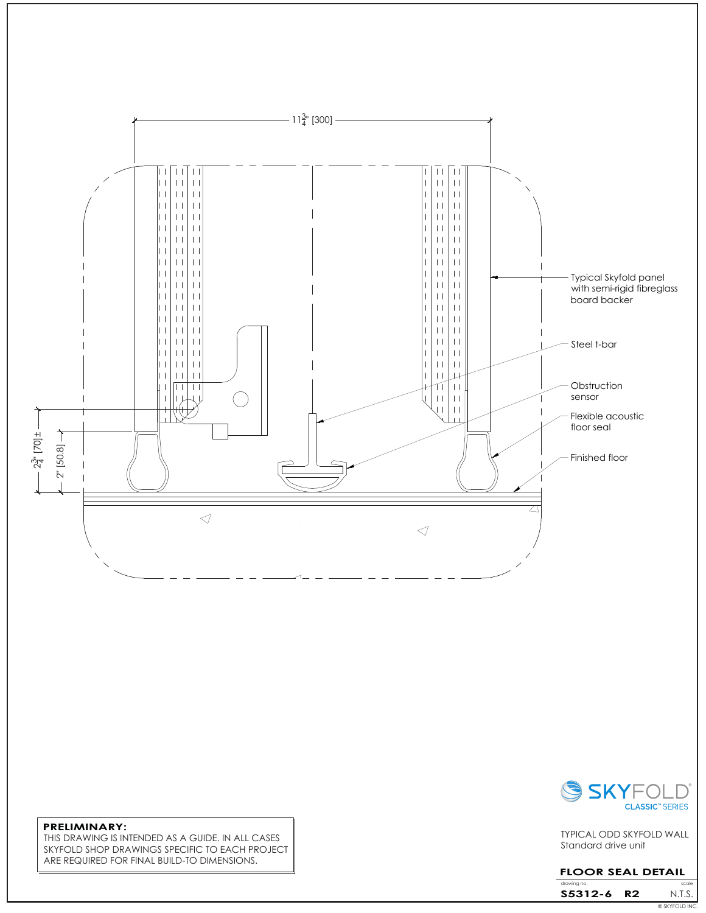$11\frac{3}{4}$" [300]

Typical Skyfold panel with semi-rigid fibreglass board backer

Steel t-bar

Obstruction sensor

Flexible acoustic floor seal

Finished floor

$2\frac{3}{4}$" [70]±

2" [50.8]

**PRELIMINARY:**
THIS DRAWING IS INTENDED AS A GUIDE. IN ALL CASES SKYFOLD SHOP DRAWINGS SPECIFIC TO EACH PROJECT ARE REQUIRED FOR FINAL BUILD-TO DIMENSIONS.

SKYFOLD®
CLASSIC™ SERIES

TYPICAL ODD SKYFOLD WALL
Standard drive unit

**FLOOR SEAL DETAIL**

| drawing no. | | scale |
|---|---|---|
| **S5312-6** | **R2** | N.T.S. |

© SKYFOLD INC.